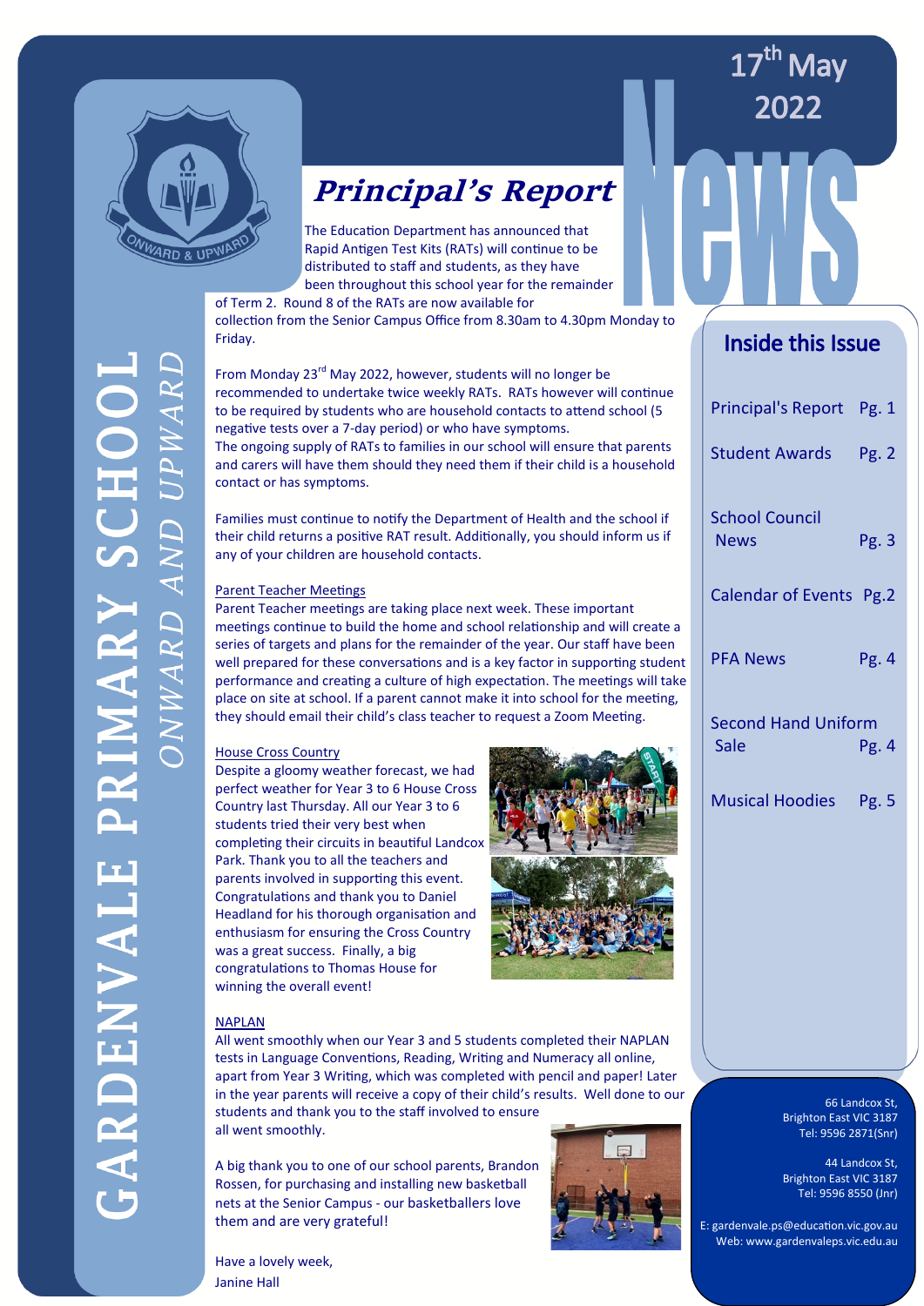# GARDENVALE PRIMARY SCHOOL

*ONWARD AND UPWARD*

17th May 2022

# News

## *Principal's Report*

The Education Department has announced that Rapid Antigen Test Kits (RATs) will continue to be distributed to staff and students, as they have been throughout this school year for the remainder of Term 2. Round 8 of the RATs are now available for collection from the Senior Campus Office from 8.30am to 4.30pm Monday to Friday.

From Monday 23rd May 2022, however, students will no longer be recommended to undertake twice weekly RATs. RATs however will continue to be required by students who are household contacts to attend school (5 negative tests over a 7-day period) or who have symptoms.
The ongoing supply of RATs to families in our school will ensure that parents and carers will have them should they need them if their child is a household contact or has symptoms.

Families must continue to notify the Department of Health and the school if their child returns a positive RAT result. Additionally, you should inform us if any of your children are household contacts.

### Parent Teacher Meetings

Parent Teacher meetings are taking place next week. These important meetings continue to build the home and school relationship and will create a series of targets and plans for the remainder of the year. Our staff have been well prepared for these conversations and is a key factor in supporting student performance and creating a culture of high expectation. The meetings will take place on site at school. If a parent cannot make it into school for the meeting, they should email their child's class teacher to request a Zoom Meeting.

### House Cross Country

Despite a gloomy weather forecast, we had perfect weather for Year 3 to 6 House Cross Country last Thursday. All our Year 3 to 6 students tried their very best when completing their circuits in beautiful Landcox Park. Thank you to all the teachers and parents involved in supporting this event. Congratulations and thank you to Daniel Headland for his thorough organisation and enthusiasm for ensuring the Cross Country was a great success. Finally, a big congratulations to Thomas House for winning the overall event!

### NAPLAN

All went smoothly when our Year 3 and 5 students completed their NAPLAN tests in Language Conventions, Reading, Writing and Numeracy all online, apart from Year 3 Writing, which was completed with pencil and paper! Later in the year parents will receive a copy of their child's results. Well done to our students and thank you to the staff involved to ensure all went smoothly.

A big thank you to one of our school parents, Brandon Rossen, for purchasing and installing new basketball nets at the Senior Campus - our basketballers love them and are very grateful!

Have a lovely week,
Janine Hall

## Inside this Issue

| | |
|---|---|
| Principal's Report | Pg. 1 |
| Student Awards | Pg. 2 |
| School Council News | Pg. 3 |
| Calendar of Events | Pg.2 |
| PFA News | Pg. 4 |
| Second Hand Uniform Sale | Pg. 4 |
| Musical Hoodies | Pg. 5 |

66 Landcox St,
Brighton East VIC 3187
Tel: 9596 2871(Snr)

44 Landcox St,
Brighton East VIC 3187
Tel: 9596 8550 (Jnr)

E: gardenvale.ps@education.vic.gov.au
Web: www.gardenvaleps.vic.edu.au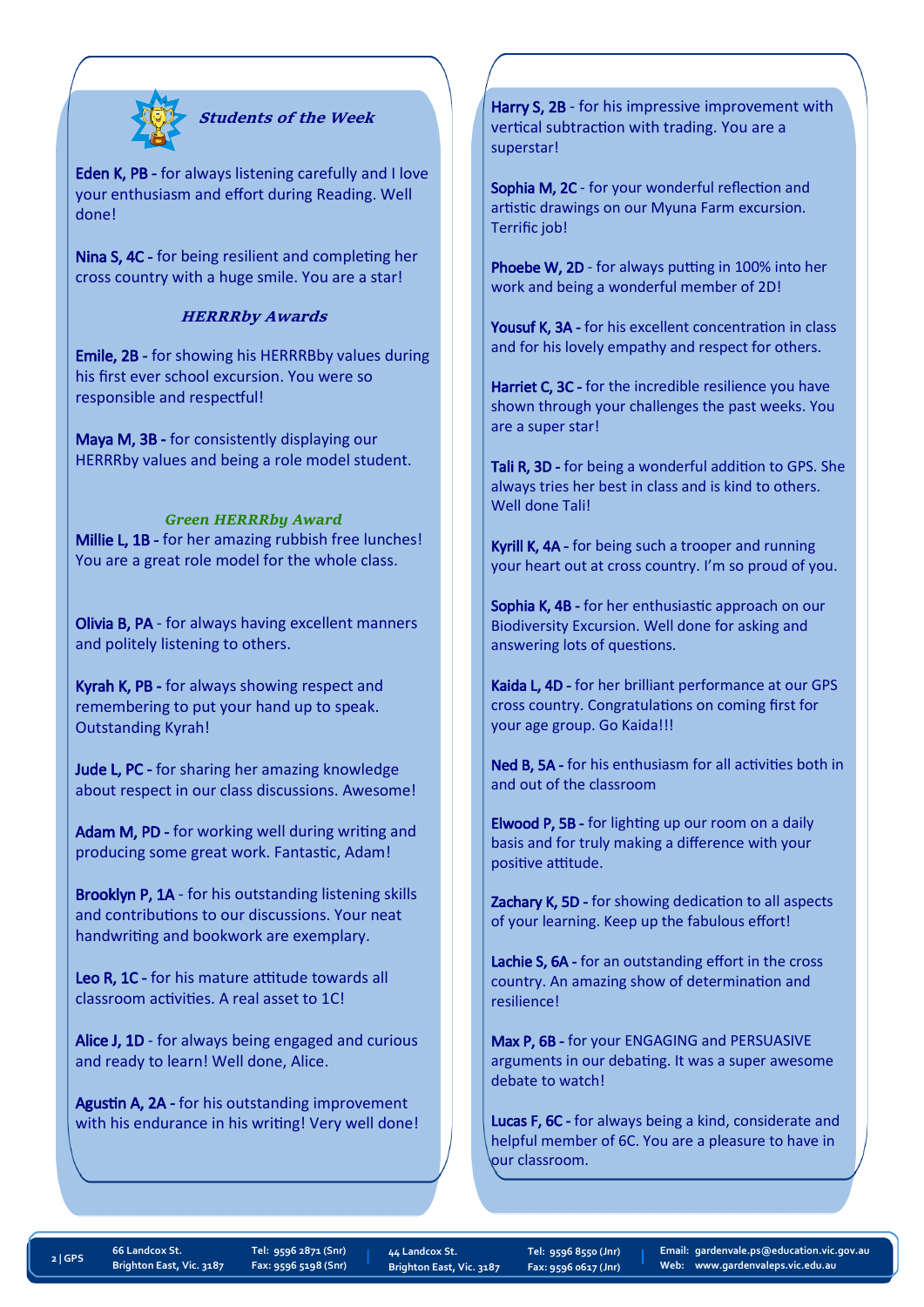### *Students of the Week*

**Eden K, PB -** for always listening carefully and I love your enthusiasm and effort during Reading. Well done!

**Nina S, 4C -** for being resilient and completing her cross country with a huge smile. You are a star!

### *HERRRby Awards*

**Emile, 2B -** for showing his HERRRBby values during his first ever school excursion. You were so responsible and respectful!

**Maya M, 3B -** for consistently displaying our HERRRby values and being a role model student.

### *Green HERRRby Award*

**Millie L, 1B -** for her amazing rubbish free lunches! You are a great role model for the whole class.

**Olivia B, PA** - for always having excellent manners and politely listening to others.

**Kyrah K, PB -** for always showing respect and remembering to put your hand up to speak. Outstanding Kyrah!

**Jude L, PC -** for sharing her amazing knowledge about respect in our class discussions. Awesome!

**Adam M, PD -** for working well during writing and producing some great work. Fantastic, Adam!

**Brooklyn P, 1A** - for his outstanding listening skills and contributions to our discussions. Your neat handwriting and bookwork are exemplary.

**Leo R, 1C -** for his mature attitude towards all classroom activities. A real asset to 1C!

**Alice J, 1D** - for always being engaged and curious and ready to learn! Well done, Alice.

**Agustin A, 2A -** for his outstanding improvement with his endurance in his writing! Very well done!

**Harry S, 2B** - for his impressive improvement with vertical subtraction with trading. You are a superstar!

**Sophia M, 2C** - for your wonderful reflection and artistic drawings on our Myuna Farm excursion. Terrific job!

**Phoebe W, 2D** - for always putting in 100% into her work and being a wonderful member of 2D!

**Yousuf K, 3A -** for his excellent concentration in class and for his lovely empathy and respect for others.

**Harriet C, 3C -** for the incredible resilience you have shown through your challenges the past weeks. You are a super star!

**Tali R, 3D -** for being a wonderful addition to GPS. She always tries her best in class and is kind to others. Well done Tali!

**Kyrill K, 4A -** for being such a trooper and running your heart out at cross country. I'm so proud of you.

**Sophia K, 4B -** for her enthusiastic approach on our Biodiversity Excursion. Well done for asking and answering lots of questions.

**Kaida L, 4D -** for her brilliant performance at our GPS cross country. Congratulations on coming first for your age group. Go Kaida!!!

**Ned B, 5A -** for his enthusiasm for all activities both in and out of the classroom

**Elwood P, 5B -** for lighting up our room on a daily basis and for truly making a difference with your positive attitude.

**Zachary K, 5D -** for showing dedication to all aspects of your learning. Keep up the fabulous effort!

**Lachie S, 6A -** for an outstanding effort in the cross country. An amazing show of determination and resilience!

**Max P, 6B -** for your ENGAGING and PERSUASIVE arguments in our debating. It was a super awesome debate to watch!

**Lucas F, 6C -** for always being a kind, considerate and helpful member of 6C. You are a pleasure to have in our classroom.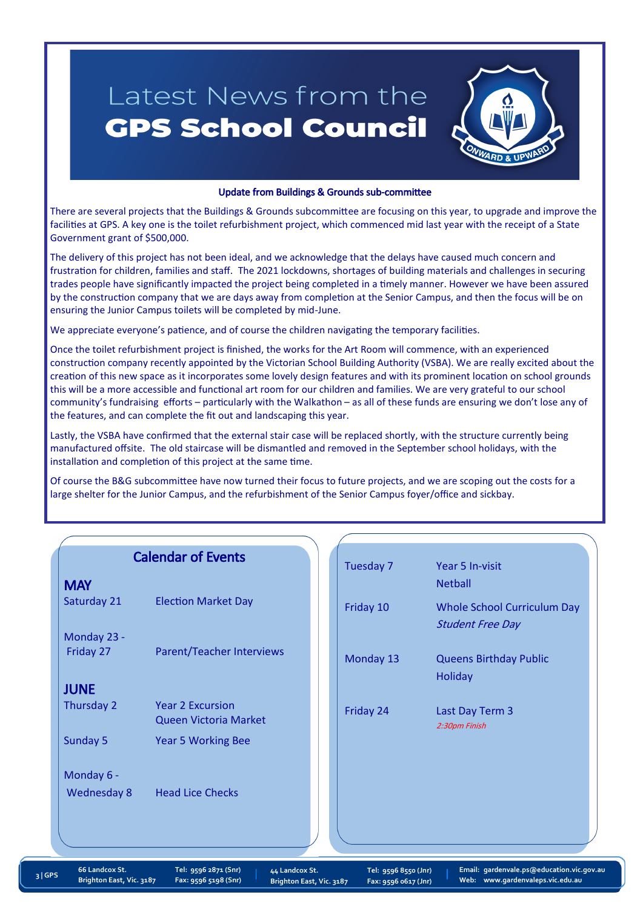# Latest News from the **GPS School Council**

ONWARD & UPWARD

### Update from Buildings & Grounds sub-committee

There are several projects that the Buildings & Grounds subcommittee are focusing on this year, to upgrade and improve the facilities at GPS. A key one is the toilet refurbishment project, which commenced mid last year with the receipt of a State Government grant of $500,000.

The delivery of this project has not been ideal, and we acknowledge that the delays have caused much concern and frustration for children, families and staff. The 2021 lockdowns, shortages of building materials and challenges in securing trades people have significantly impacted the project being completed in a timely manner. However we have been assured by the construction company that we are days away from completion at the Senior Campus, and then the focus will be on ensuring the Junior Campus toilets will be completed by mid-June.

We appreciate everyone's patience, and of course the children navigating the temporary facilities.

Once the toilet refurbishment project is finished, the works for the Art Room will commence, with an experienced construction company recently appointed by the Victorian School Building Authority (VSBA). We are really excited about the creation of this new space as it incorporates some lovely design features and with its prominent location on school grounds this will be a more accessible and functional art room for our children and families. We are very grateful to our school community's fundraising efforts – particularly with the Walkathon – as all of these funds are ensuring we don't lose any of the features, and can complete the fit out and landscaping this year.

Lastly, the VSBA have confirmed that the external stair case will be replaced shortly, with the structure currently being manufactured offsite. The old staircase will be dismantled and removed in the September school holidays, with the installation and completion of this project at the same time.

Of course the B&G subcommittee have now turned their focus to future projects, and we are scoping out the costs for a large shelter for the Junior Campus, and the refurbishment of the Senior Campus foyer/office and sickbay.

## Calendar of Events

### MAY

| | |
|---|---|
| Saturday 21 | Election Market Day |
| Monday 23 - Friday 27 | Parent/Teacher Interviews |

### JUNE

| | |
|---|---|
| Thursday 2 | Year 2 Excursion Queen Victoria Market |
| Sunday 5 | Year 5 Working Bee |
| Monday 6 - Wednesday 8 | Head Lice Checks |
| Tuesday 7 | Year 5 In-visit Netball |
| Friday 10 | Whole School Curriculum Day *Student Free Day* |
| Monday 13 | Queens Birthday Public Holiday |
| Friday 24 | Last Day Term 3 *2:30pm Finish* |

66 Landcox St. Brighton East, Vic. 3187 | Tel: 9596 2871 (Snr) Fax: 9596 5198 (Snr) | 44 Landcox St. Brighton East, Vic. 3187 | Tel: 9596 8550 (Jnr) Fax: 9596 0617 (Jnr) | Email: gardenvale.ps@education.vic.gov.au Web: www.gardenvaleps.vic.edu.au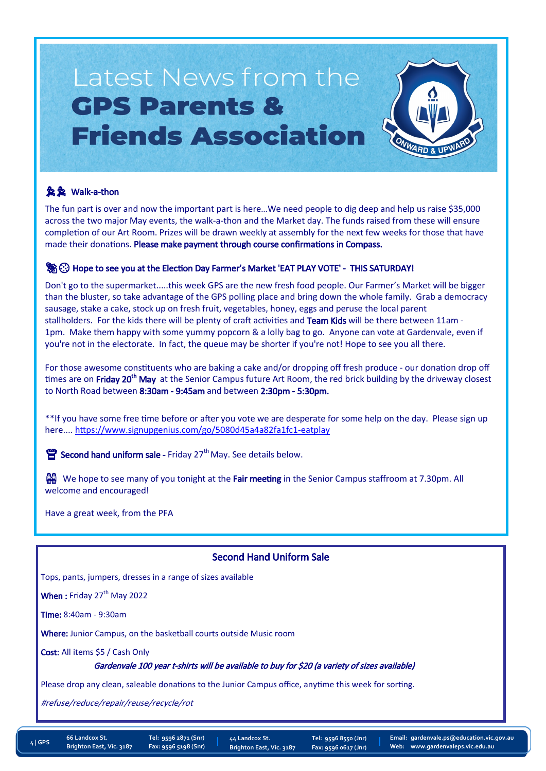# Latest News from the **GPS Parents & Friends Association**

ONWARD & UPWARD

### Walk-a-thon

The fun part is over and now the important part is here…We need people to dig deep and help us raise $35,000 across the two major May events, the walk-a-thon and the Market day. The funds raised from these will ensure completion of our Art Room. Prizes will be drawn weekly at assembly for the next few weeks for those that have made their donations. **Please make payment through course confirmations in Compass.**

### Hope to see you at the Election Day Farmer's Market 'EAT PLAY VOTE' - THIS SATURDAY!

Don't go to the supermarket.....this week GPS are the new fresh food people. Our Farmer's Market will be bigger than the bluster, so take advantage of the GPS polling place and bring down the whole family. Grab a democracy sausage, stake a cake, stock up on fresh fruit, vegetables, honey, eggs and peruse the local parent stallholders. For the kids there will be plenty of craft activities and **Team Kids** will be there between 11am - 1pm. Make them happy with some yummy popcorn & a lolly bag to go. Anyone can vote at Gardenvale, even if you're not in the electorate. In fact, the queue may be shorter if you're not! Hope to see you all there.

For those awesome constituents who are baking a cake and/or dropping off fresh produce - our donation drop off times are on **Friday 20th May** at the Senior Campus future Art Room, the red brick building by the driveway closest to North Road between **8:30am - 9:45am** and between **2:30pm - 5:30pm.**

**If you have some free time before or after you vote we are desperate for some help on the day. Please sign up here.... https://www.signupgenius.com/go/5080d45a4a82fa1fc1-eatplay

**Second hand uniform sale** - Friday 27th May. See details below.

We hope to see many of you tonight at the **Fair meeting** in the Senior Campus staffroom at 7.30pm. All welcome and encouraged!

Have a great week, from the PFA

## Second Hand Uniform Sale

Tops, pants, jumpers, dresses in a range of sizes available

**When :** Friday 27th May 2022

**Time:** 8:40am - 9:30am

**Where:** Junior Campus, on the basketball courts outside Music room

**Cost:** All items $5 / Cash Only

***Gardenvale 100 year t-shirts will be available to buy for $20 (a variety of sizes available)***

Please drop any clean, saleable donations to the Junior Campus office, anytime this week for sorting.

*#refuse/reduce/repair/reuse/recycle/rot*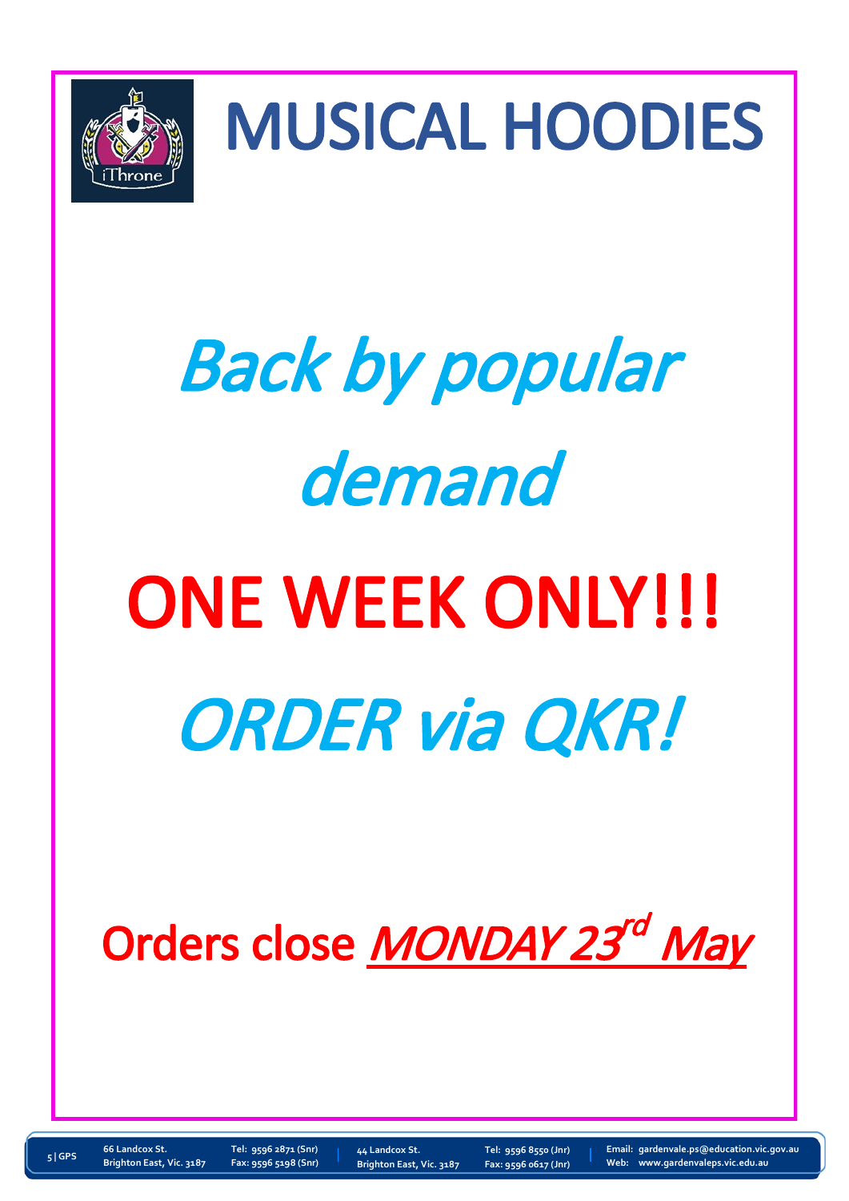# MUSICAL HOODIES

*Back by popular demand*

**ONE WEEK ONLY!!!**

*ORDER via QKR!*

**Orders close *MONDAY 23rd May***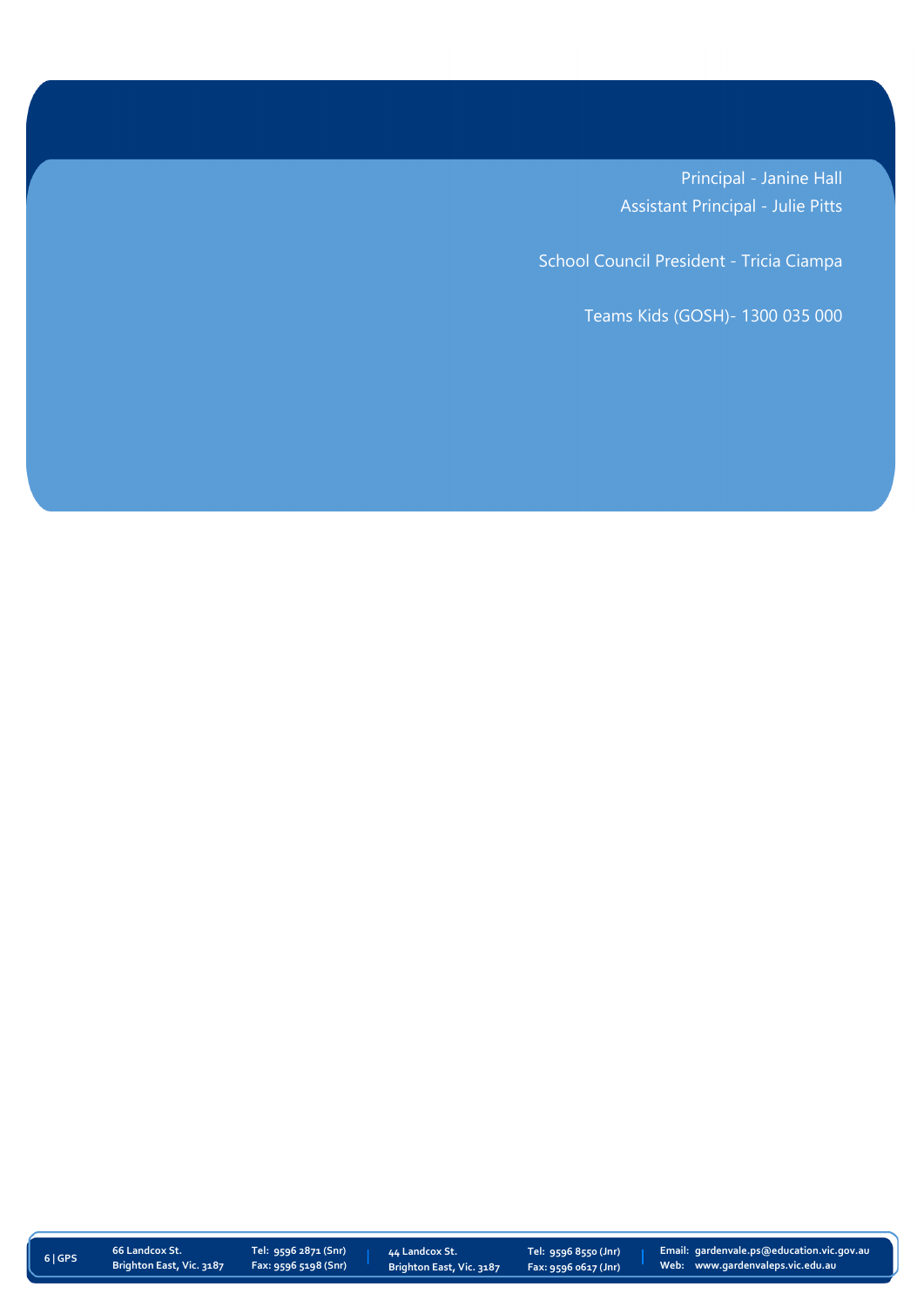Principal - Janine Hall

Assistant Principal - Julie Pitts

School Council President - Tricia Ciampa

Teams Kids (GOSH)- 1300 035 000